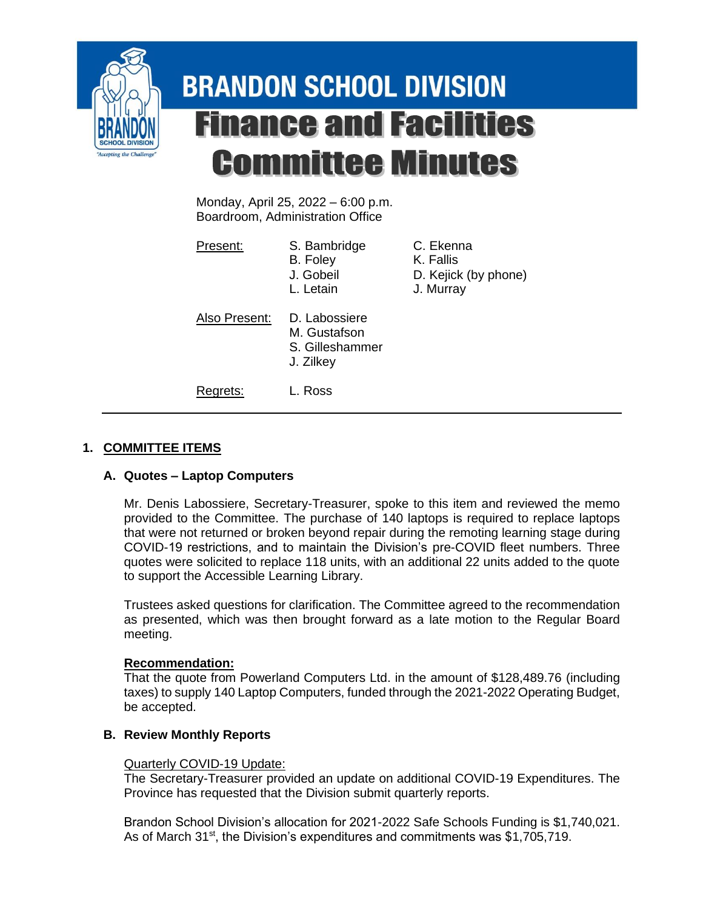# BRANDON SCHOOL DIVISION

# Finance and Facilities Committee Minutes

Monday, April 25, 2022 – 6:00 p.m.
Boardroom, Administration Office

| Present: | S. Bambridge | C. Ekenna |
|---|---|---|
| | B. Foley | K. Fallis |
| | J. Gobeil | D. Kejick (by phone) |
| | L. Letain | J. Murray |

Also Present: D. Labossiere, M. Gustafson, S. Gilleshammer, J. Zilkey

Regrets: L. Ross

---

## 1. COMMITTEE ITEMS

### A. Quotes – Laptop Computers

Mr. Denis Labossiere, Secretary-Treasurer, spoke to this item and reviewed the memo provided to the Committee. The purchase of 140 laptops is required to replace laptops that were not returned or broken beyond repair during the remoting learning stage during COVID-19 restrictions, and to maintain the Division's pre-COVID fleet numbers. Three quotes were solicited to replace 118 units, with an additional 22 units added to the quote to support the Accessible Learning Library.

Trustees asked questions for clarification. The Committee agreed to the recommendation as presented, which was then brought forward as a late motion to the Regular Board meeting.

**Recommendation:**
That the quote from Powerland Computers Ltd. in the amount of $128,489.76 (including taxes) to supply 140 Laptop Computers, funded through the 2021-2022 Operating Budget, be accepted.

### B. Review Monthly Reports

Quarterly COVID-19 Update:
The Secretary-Treasurer provided an update on additional COVID-19 Expenditures. The Province has requested that the Division submit quarterly reports.

Brandon School Division's allocation for 2021-2022 Safe Schools Funding is $1,740,021. As of March 31st, the Division's expenditures and commitments was $1,705,719.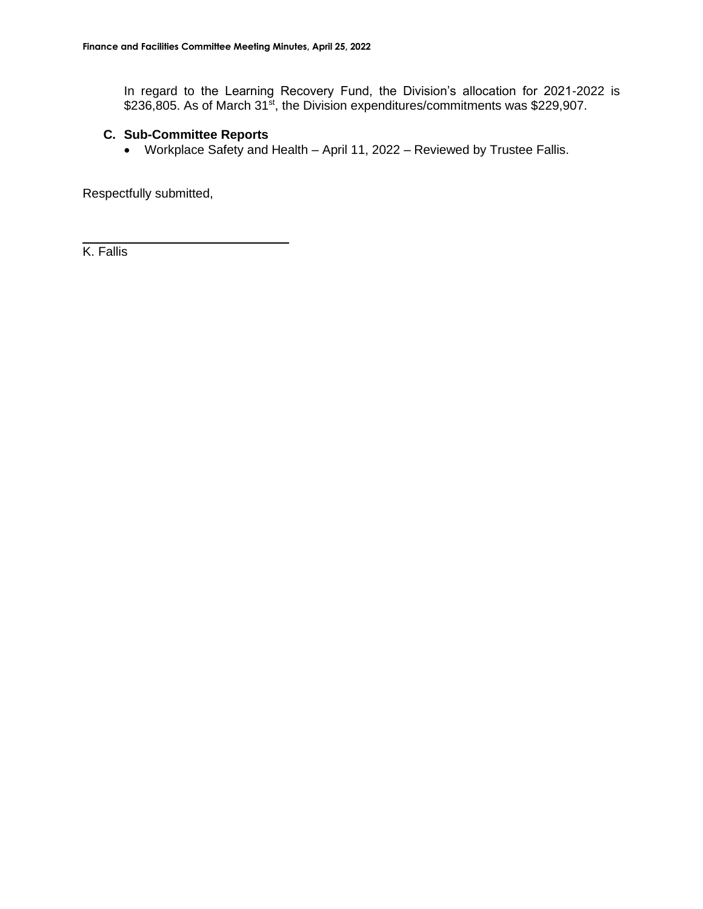In regard to the Learning Recovery Fund, the Division's allocation for 2021-2022 is $236,805. As of March 31st, the Division expenditures/commitments was $229,907.

### C. Sub-Committee Reports

- Workplace Safety and Health – April 11, 2022 – Reviewed by Trustee Fallis.

Respectfully submitted,

K. Fallis